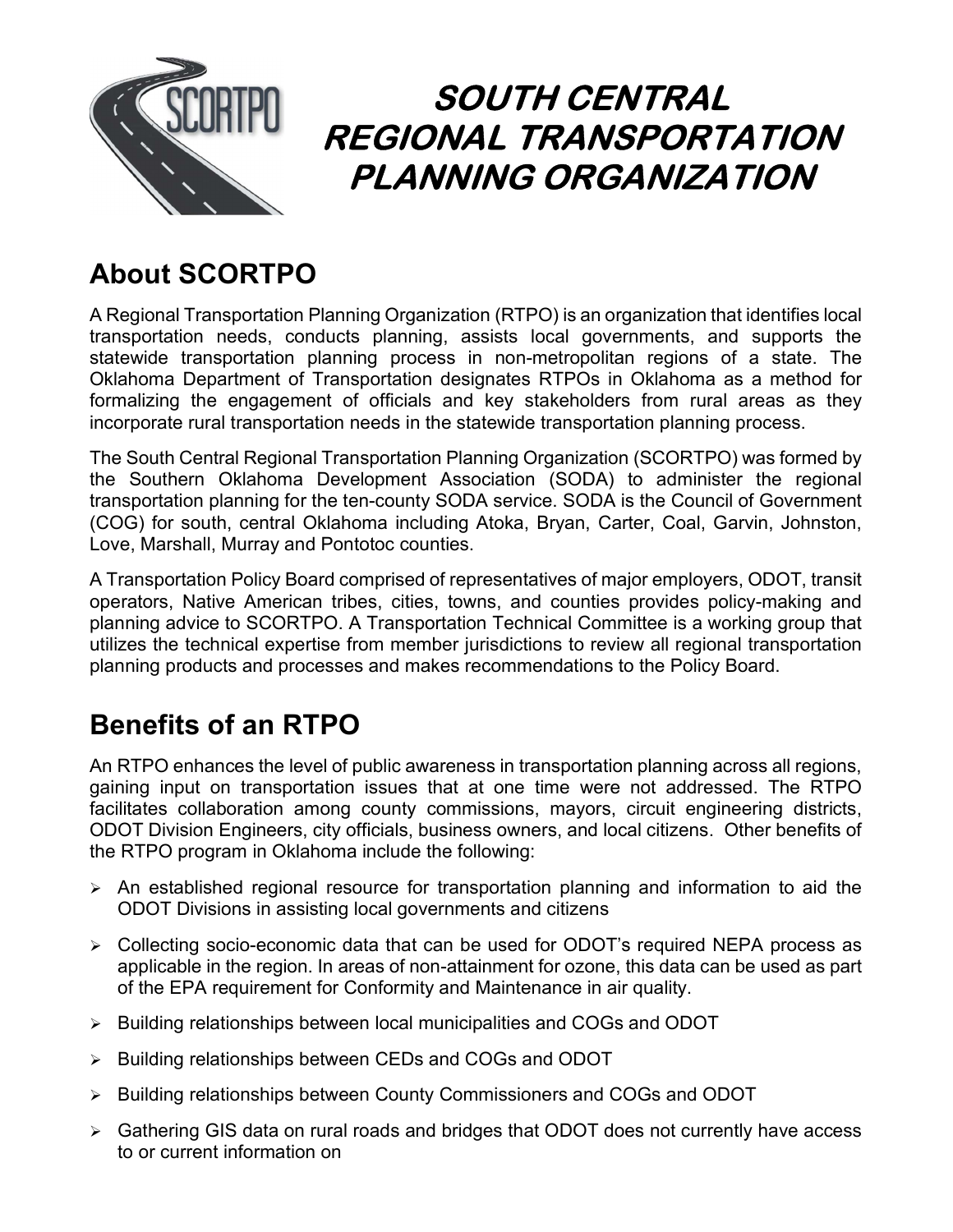# SOUTH CENTRAL REGIONAL TRANSPORTATION PLANNING ORGANIZATION

## About SCORTPO

A Regional Transportation Planning Organization (RTPO) is an organization that identifies local transportation needs, conducts planning, assists local governments, and supports the statewide transportation planning process in non-metropolitan regions of a state. The Oklahoma Department of Transportation designates RTPOs in Oklahoma as a method for formalizing the engagement of officials and key stakeholders from rural areas as they incorporate rural transportation needs in the statewide transportation planning process.

The South Central Regional Transportation Planning Organization (SCORTPO) was formed by the Southern Oklahoma Development Association (SODA) to administer the regional transportation planning for the ten-county SODA service. SODA is the Council of Government (COG) for south, central Oklahoma including Atoka, Bryan, Carter, Coal, Garvin, Johnston, Love, Marshall, Murray and Pontotoc counties.

A Transportation Policy Board comprised of representatives of major employers, ODOT, transit operators, Native American tribes, cities, towns, and counties provides policy-making and planning advice to SCORTPO. A Transportation Technical Committee is a working group that utilizes the technical expertise from member jurisdictions to review all regional transportation planning products and processes and makes recommendations to the Policy Board.

## Benefits of an RTPO

An RTPO enhances the level of public awareness in transportation planning across all regions, gaining input on transportation issues that at one time were not addressed. The RTPO facilitates collaboration among county commissions, mayors, circuit engineering districts, ODOT Division Engineers, city officials, business owners, and local citizens. Other benefits of the RTPO program in Oklahoma include the following:

- An established regional resource for transportation planning and information to aid the ODOT Divisions in assisting local governments and citizens
- Collecting socio-economic data that can be used for ODOT's required NEPA process as applicable in the region. In areas of non-attainment for ozone, this data can be used as part of the EPA requirement for Conformity and Maintenance in air quality.
- Building relationships between local municipalities and COGs and ODOT
- Building relationships between CEDs and COGs and ODOT
- Building relationships between County Commissioners and COGs and ODOT
- Gathering GIS data on rural roads and bridges that ODOT does not currently have access to or current information on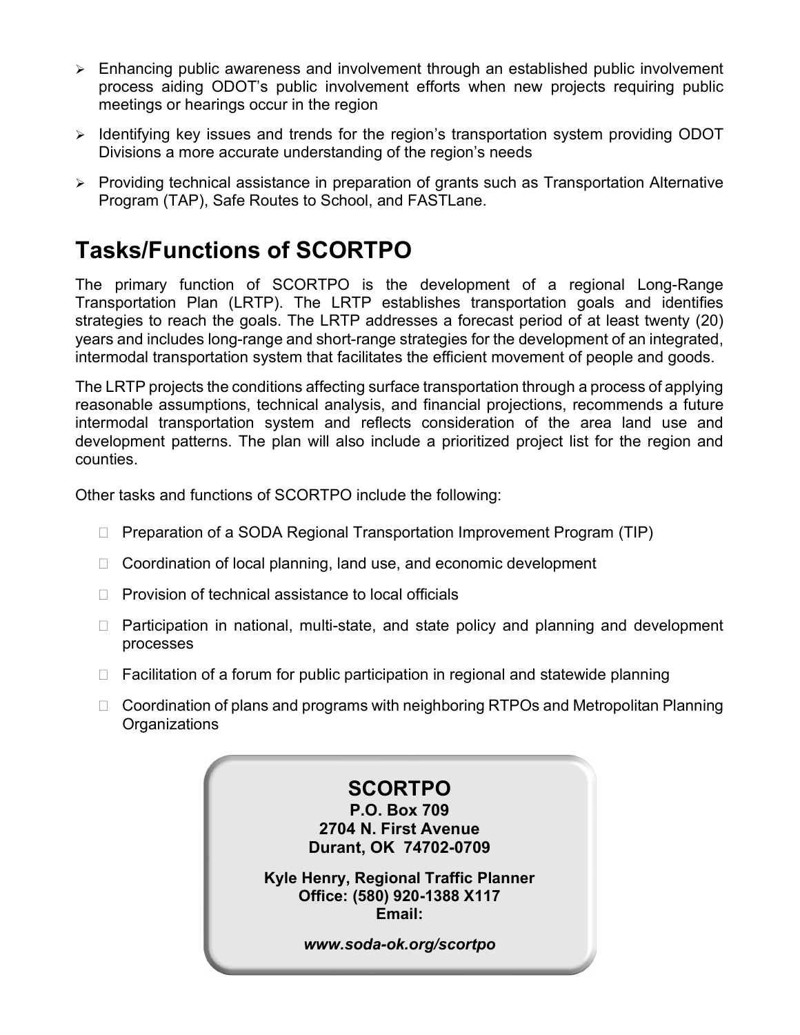- Enhancing public awareness and involvement through an established public involvement process aiding ODOT's public involvement efforts when new projects requiring public meetings or hearings occur in the region
- Identifying key issues and trends for the region's transportation system providing ODOT Divisions a more accurate understanding of the region's needs
- Providing technical assistance in preparation of grants such as Transportation Alternative Program (TAP), Safe Routes to School, and FASTLane.

# Tasks/Functions of SCORTPO

The primary function of SCORTPO is the development of a regional Long-Range Transportation Plan (LRTP). The LRTP establishes transportation goals and identifies strategies to reach the goals. The LRTP addresses a forecast period of at least twenty (20) years and includes long-range and short-range strategies for the development of an integrated, intermodal transportation system that facilitates the efficient movement of people and goods.

The LRTP projects the conditions affecting surface transportation through a process of applying reasonable assumptions, technical analysis, and financial projections, recommends a future intermodal transportation system and reflects consideration of the area land use and development patterns. The plan will also include a prioritized project list for the region and counties.

Other tasks and functions of SCORTPO include the following:

- Preparation of a SODA Regional Transportation Improvement Program (TIP)
- Coordination of local planning, land use, and economic development
- Provision of technical assistance to local officials
- Participation in national, multi-state, and state policy and planning and development processes
- Facilitation of a forum for public participation in regional and statewide planning
- Coordination of plans and programs with neighboring RTPOs and Metropolitan Planning Organizations

**SCORTPO**
**P.O. Box 709**
**2704 N. First Avenue**
**Durant, OK 74702-0709**

**Kyle Henry, Regional Traffic Planner**
**Office: (580) 920-1388 X117**
**Email:**

***www.soda-ok.org/scortpo***